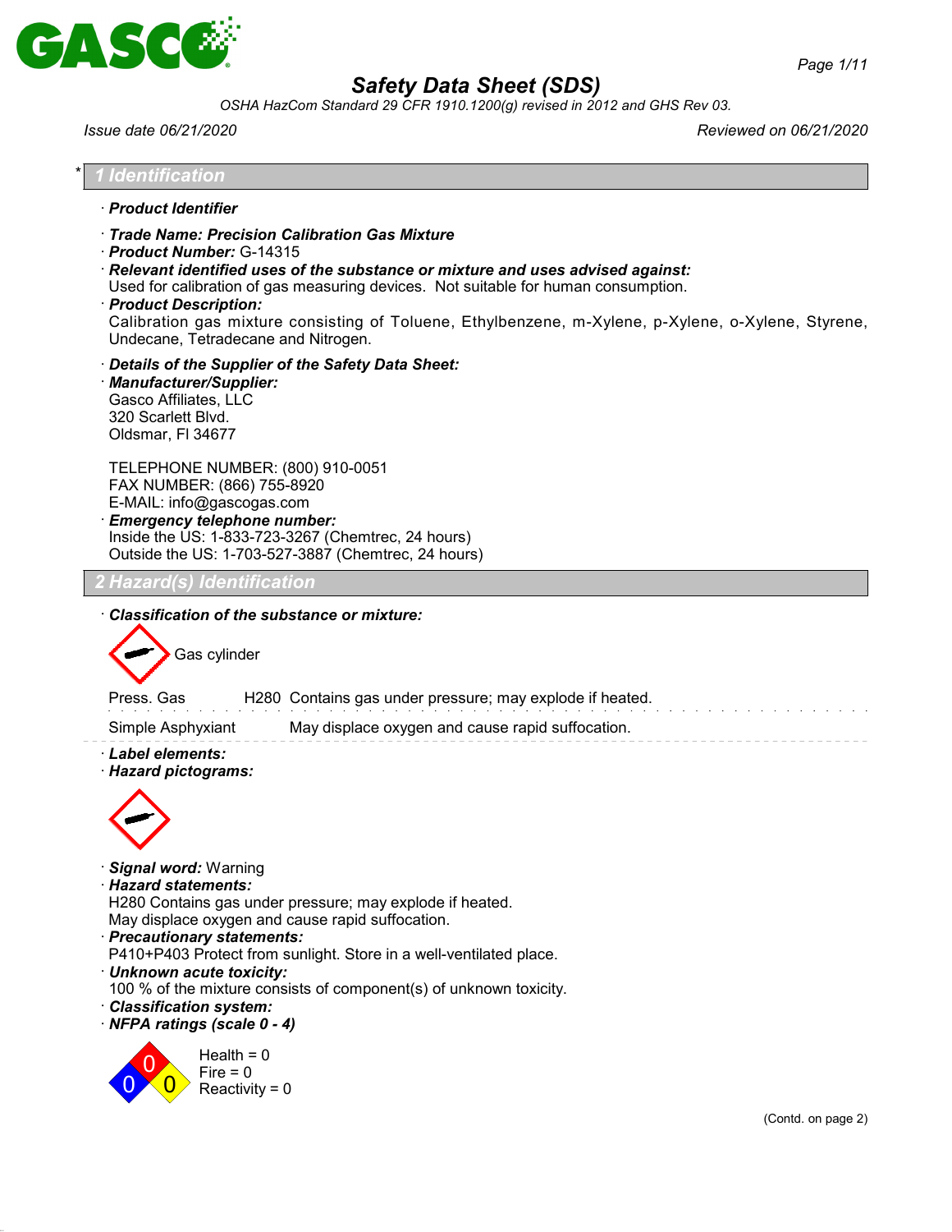# Safety Data Sheet (SDS)

*OSHA HazCom Standard 29 CFR 1910.1200(g) revised in 2012 and GHS Rev 03.*

*Issue date 06/21/2020* *Reviewed on 06/21/2020*

## * 1 Identification

· **Product Identifier**

· **Trade Name: Precision Calibration Gas Mixture**
· **Product Number:** G-14315
· **Relevant identified uses of the substance or mixture and uses advised against:**
Used for calibration of gas measuring devices. Not suitable for human consumption.
· **Product Description:**
Calibration gas mixture consisting of Toluene, Ethylbenzene, m-Xylene, p-Xylene, o-Xylene, Styrene, Undecane, Tetradecane and Nitrogen.

· **Details of the Supplier of the Safety Data Sheet:**
· **Manufacturer/Supplier:**
Gasco Affiliates, LLC
320 Scarlett Blvd.
Oldsmar, Fl 34677

TELEPHONE NUMBER: (800) 910-0051
FAX NUMBER: (866) 755-8920
E-MAIL: info@gascogas.com
· **Emergency telephone number:**
Inside the US: 1-833-723-3267 (Chemtrec, 24 hours)
Outside the US: 1-703-527-3887 (Chemtrec, 24 hours)

## 2 Hazard(s) Identification

· **Classification of the substance or mixture:**

Gas cylinder

| | | |
|---|---|---|
| Press. Gas | H280 | Contains gas under pressure; may explode if heated. |
| Simple Asphyxiant | | May displace oxygen and cause rapid suffocation. |

· **Label elements:**
· **Hazard pictograms:**

· **Signal word:** Warning
· **Hazard statements:**
H280 Contains gas under pressure; may explode if heated.
May displace oxygen and cause rapid suffocation.
· **Precautionary statements:**
P410+P403 Protect from sunlight. Store in a well-ventilated place.
· **Unknown acute toxicity:**
100 % of the mixture consists of component(s) of unknown toxicity.
· **Classification system:**
· **NFPA ratings (scale 0 - 4)**

Health = 0
Fire = 0
Reactivity = 0

(Contd. on page 2)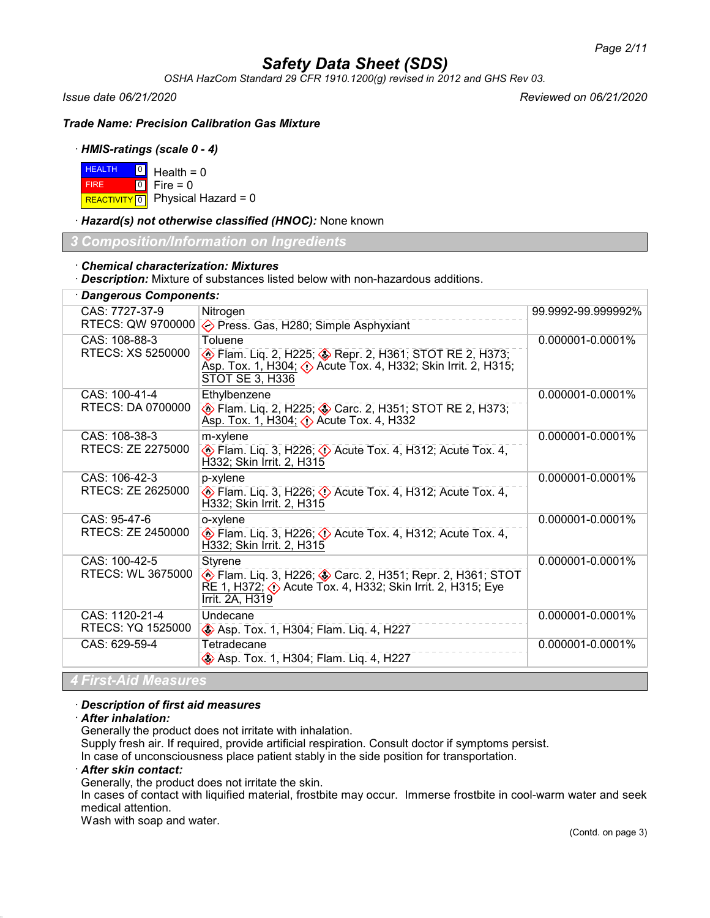# Safety Data Sheet (SDS)

*OSHA HazCom Standard 29 CFR 1910.1200(g) revised in 2012 and GHS Rev 03.*

*Issue date 06/21/2020* *Reviewed on 06/21/2020*

**Trade Name: Precision Calibration Gas Mixture**

· ***HMIS-ratings (scale 0 - 4)***

| | | |
|---|---|---|
| HEALTH | 0 | Health = 0 |
| FIRE | 0 | Fire = 0 |
| REACTIVITY | 0 | Physical Hazard = 0 |

· ***Hazard(s) not otherwise classified (HNOC):*** None known

## 3 Composition/Information on Ingredients

· ***Chemical characterization: Mixtures***
· ***Description:*** Mixture of substances listed below with non-hazardous additions.

· ***Dangerous Components:***

| CAS / RTECS | Component / Classification | Concentration |
|---|---|---|
| CAS: 7727-37-9<br>RTECS: QW 9700000 | Nitrogen<br>Press. Gas, H280; Simple Asphyxiant | 99.9992-99.999992% |
| CAS: 108-88-3<br>RTECS: XS 5250000 | Toluene<br>Flam. Liq. 2, H225; Repr. 2, H361; STOT RE 2, H373; Asp. Tox. 1, H304; Acute Tox. 4, H332; Skin Irrit. 2, H315; STOT SE 3, H336 | 0.000001-0.0001% |
| CAS: 100-41-4<br>RTECS: DA 0700000 | Ethylbenzene<br>Flam. Liq. 2, H225; Carc. 2, H351; STOT RE 2, H373; Asp. Tox. 1, H304; Acute Tox. 4, H332 | 0.000001-0.0001% |
| CAS: 108-38-3<br>RTECS: ZE 2275000 | m-xylene<br>Flam. Liq. 3, H226; Acute Tox. 4, H312; Acute Tox. 4, H332; Skin Irrit. 2, H315 | 0.000001-0.0001% |
| CAS: 106-42-3<br>RTECS: ZE 2625000 | p-xylene<br>Flam. Liq. 3, H226; Acute Tox. 4, H312; Acute Tox. 4, H332; Skin Irrit. 2, H315 | 0.000001-0.0001% |
| CAS: 95-47-6<br>RTECS: ZE 2450000 | o-xylene<br>Flam. Liq. 3, H226; Acute Tox. 4, H312; Acute Tox. 4, H332; Skin Irrit. 2, H315 | 0.000001-0.0001% |
| CAS: 100-42-5<br>RTECS: WL 3675000 | Styrene<br>Flam. Liq. 3, H226; Carc. 2, H351; Repr. 2, H361; STOT RE 1, H372; Acute Tox. 4, H332; Skin Irrit. 2, H315; Eye Irrit. 2A, H319 | 0.000001-0.0001% |
| CAS: 1120-21-4<br>RTECS: YQ 1525000 | Undecane<br>Asp. Tox. 1, H304; Flam. Liq. 4, H227 | 0.000001-0.0001% |
| CAS: 629-59-4 | Tetradecane<br>Asp. Tox. 1, H304; Flam. Liq. 4, H227 | 0.000001-0.0001% |

## 4 First-Aid Measures

· ***Description of first aid measures***

· ***After inhalation:***
Generally the product does not irritate with inhalation.
Supply fresh air. If required, provide artificial respiration. Consult doctor if symptoms persist.
In case of unconsciousness place patient stably in the side position for transportation.

· ***After skin contact:***
Generally, the product does not irritate the skin.
In cases of contact with liquified material, frostbite may occur. Immerse frostbite in cool-warm water and seek medical attention.
Wash with soap and water.

(Contd. on page 3)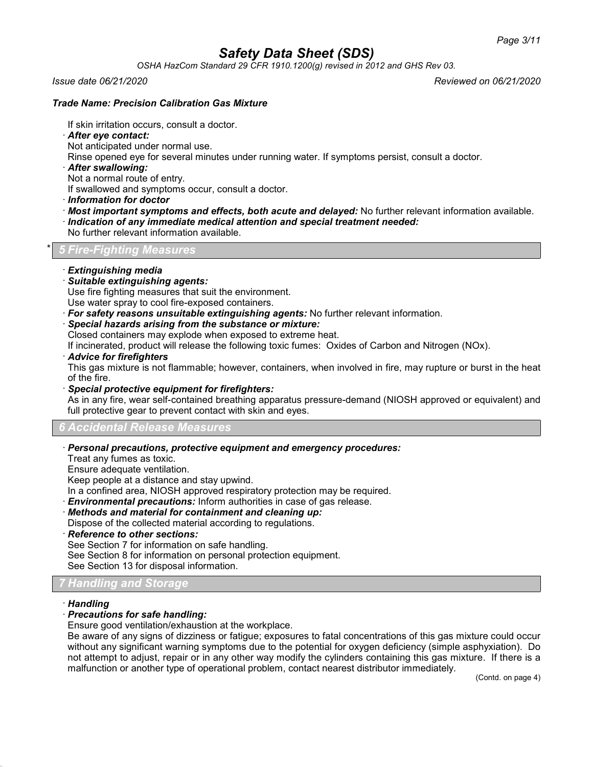If skin irritation occurs, consult a doctor.

· ***After eye contact:***
Not anticipated under normal use.
Rinse opened eye for several minutes under running water. If symptoms persist, consult a doctor.

· ***After swallowing:***
Not a normal route of entry.
If swallowed and symptoms occur, consult a doctor.

· ***Information for doctor***

· ***Most important symptoms and effects, both acute and delayed:*** No further relevant information available.

· ***Indication of any immediate medical attention and special treatment needed:***
No further relevant information available.

## * 5 Fire-Fighting Measures

· ***Extinguishing media***

· ***Suitable extinguishing agents:***
Use fire fighting measures that suit the environment.
Use water spray to cool fire-exposed containers.

· ***For safety reasons unsuitable extinguishing agents:*** No further relevant information.

· ***Special hazards arising from the substance or mixture:***
Closed containers may explode when exposed to extreme heat.
If incinerated, product will release the following toxic fumes: Oxides of Carbon and Nitrogen (NOx).

· ***Advice for firefighters***
This gas mixture is not flammable; however, containers, when involved in fire, may rupture or burst in the heat of the fire.

· ***Special protective equipment for firefighters:***
As in any fire, wear self-contained breathing apparatus pressure-demand (NIOSH approved or equivalent) and full protective gear to prevent contact with skin and eyes.

## 6 Accidental Release Measures

· ***Personal precautions, protective equipment and emergency procedures:***
Treat any fumes as toxic.
Ensure adequate ventilation.
Keep people at a distance and stay upwind.
In a confined area, NIOSH approved respiratory protection may be required.

· ***Environmental precautions:*** Inform authorities in case of gas release.

· ***Methods and material for containment and cleaning up:***
Dispose of the collected material according to regulations.

· ***Reference to other sections:***
See Section 7 for information on safe handling.
See Section 8 for information on personal protection equipment.
See Section 13 for disposal information.

## 7 Handling and Storage

· ***Handling***

· ***Precautions for safe handling:***
Ensure good ventilation/exhaustion at the workplace.
Be aware of any signs of dizziness or fatigue; exposures to fatal concentrations of this gas mixture could occur without any significant warning symptoms due to the potential for oxygen deficiency (simple asphyxiation). Do not attempt to adjust, repair or in any other way modify the cylinders containing this gas mixture. If there is a malfunction or another type of operational problem, contact nearest distributor immediately.

(Contd. on page 4)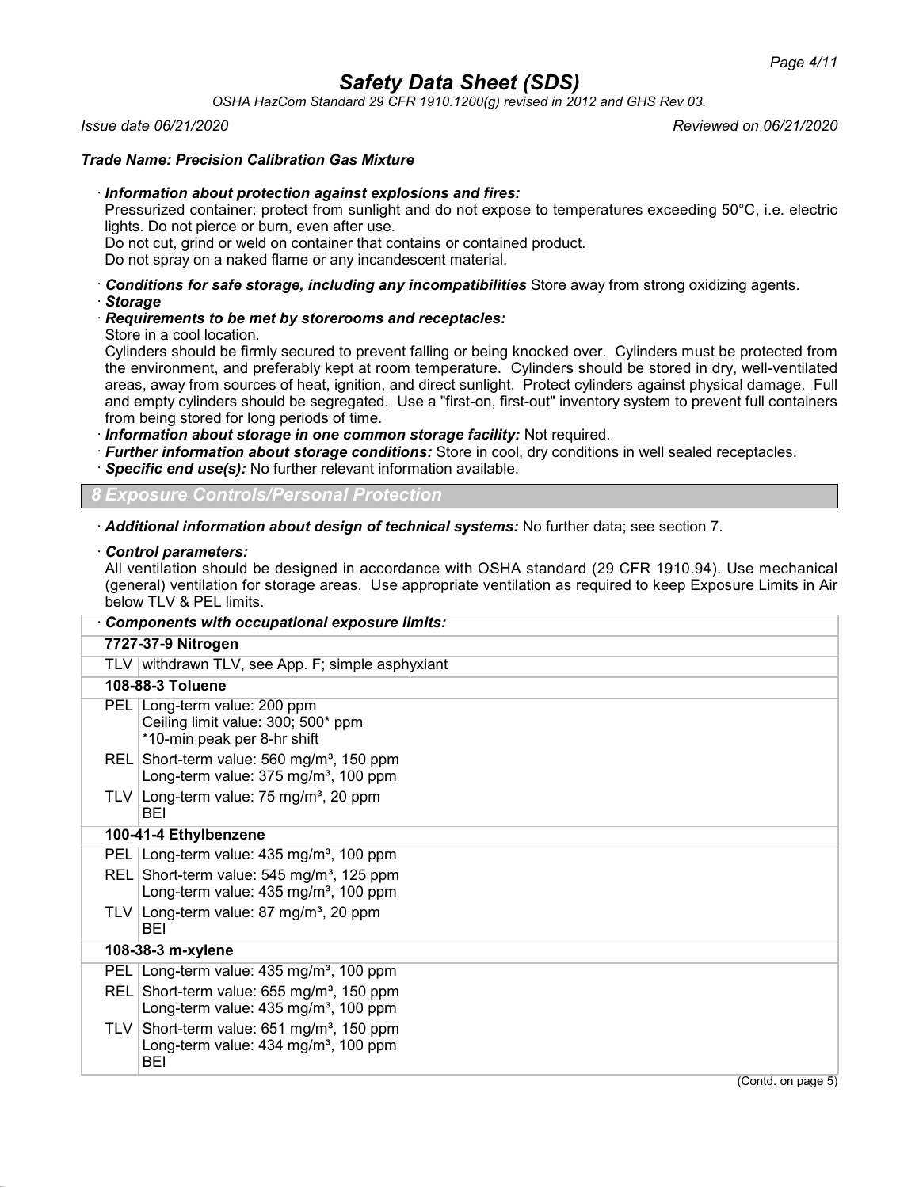*Trade Name: Precision Calibration Gas Mixture*

· ***Information about protection against explosions and fires:***
Pressurized container: protect from sunlight and do not expose to temperatures exceeding 50°C, i.e. electric lights. Do not pierce or burn, even after use.
Do not cut, grind or weld on container that contains or contained product.
Do not spray on a naked flame or any incandescent material.

· ***Conditions for safe storage, including any incompatibilities*** Store away from strong oxidizing agents.

· ***Storage***

· ***Requirements to be met by storerooms and receptacles:***
Store in a cool location.
Cylinders should be firmly secured to prevent falling or being knocked over. Cylinders must be protected from the environment, and preferably kept at room temperature. Cylinders should be stored in dry, well-ventilated areas, away from sources of heat, ignition, and direct sunlight. Protect cylinders against physical damage. Full and empty cylinders should be segregated. Use a "first-on, first-out" inventory system to prevent full containers from being stored for long periods of time.

· ***Information about storage in one common storage facility:*** Not required.

· ***Further information about storage conditions:*** Store in cool, dry conditions in well sealed receptacles.

· ***Specific end use(s):*** No further relevant information available.

## *8 Exposure Controls/Personal Protection*

· ***Additional information about design of technical systems:*** No further data; see section 7.

· ***Control parameters:***
All ventilation should be designed in accordance with OSHA standard (29 CFR 1910.94). Use mechanical (general) ventilation for storage areas. Use appropriate ventilation as required to keep Exposure Limits in Air below TLV & PEL limits.

| · ***Components with occupational exposure limits:*** | |
|---|---|
| **7727-37-9 Nitrogen** | |
| TLV | withdrawn TLV, see App. F; simple asphyxiant |
| **108-88-3 Toluene** | |
| PEL | Long-term value: 200 ppm<br>Ceiling limit value: 300; 500* ppm<br>*10-min peak per 8-hr shift |
| REL | Short-term value: 560 mg/m³, 150 ppm<br>Long-term value: 375 mg/m³, 100 ppm |
| TLV | Long-term value: 75 mg/m³, 20 ppm<br>BEI |
| **100-41-4 Ethylbenzene** | |
| PEL | Long-term value: 435 mg/m³, 100 ppm |
| REL | Short-term value: 545 mg/m³, 125 ppm<br>Long-term value: 435 mg/m³, 100 ppm |
| TLV | Long-term value: 87 mg/m³, 20 ppm<br>BEI |
| **108-38-3 m-xylene** | |
| PEL | Long-term value: 435 mg/m³, 100 ppm |
| REL | Short-term value: 655 mg/m³, 150 ppm<br>Long-term value: 435 mg/m³, 100 ppm |
| TLV | Short-term value: 651 mg/m³, 150 ppm<br>Long-term value: 434 mg/m³, 100 ppm<br>BEI |

(Contd. on page 5)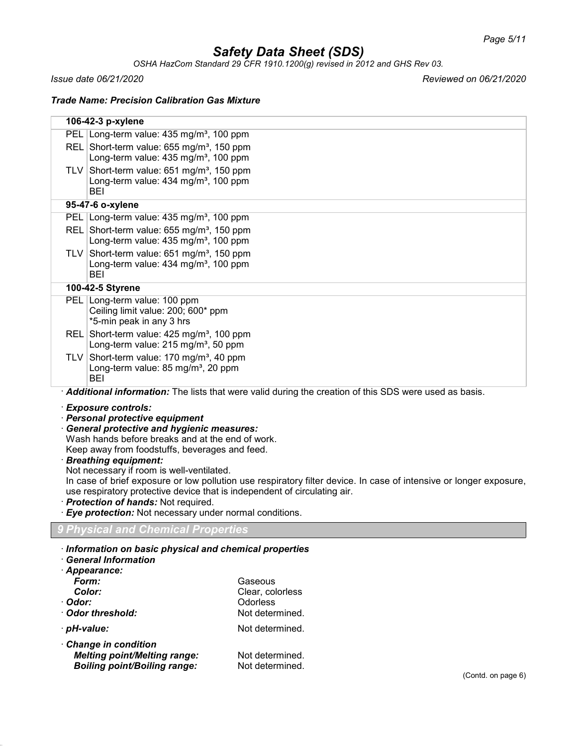**Trade Name: Precision Calibration Gas Mixture**

| | |
|---|---|
| **106-42-3 p-xylene** | |
| PEL | Long-term value: 435 mg/m³, 100 ppm |
| REL | Short-term value: 655 mg/m³, 150 ppm<br>Long-term value: 435 mg/m³, 100 ppm |
| TLV | Short-term value: 651 mg/m³, 150 ppm<br>Long-term value: 434 mg/m³, 100 ppm<br>BEI |
| **95-47-6 o-xylene** | |
| PEL | Long-term value: 435 mg/m³, 100 ppm |
| REL | Short-term value: 655 mg/m³, 150 ppm<br>Long-term value: 435 mg/m³, 100 ppm |
| TLV | Short-term value: 651 mg/m³, 150 ppm<br>Long-term value: 434 mg/m³, 100 ppm<br>BEI |
| **100-42-5 Styrene** | |
| PEL | Long-term value: 100 ppm<br>Ceiling limit value: 200; 600* ppm<br>*5-min peak in any 3 hrs |
| REL | Short-term value: 425 mg/m³, 100 ppm<br>Long-term value: 215 mg/m³, 50 ppm |
| TLV | Short-term value: 170 mg/m³, 40 ppm<br>Long-term value: 85 mg/m³, 20 ppm<br>BEI |

· ***Additional information:*** The lists that were valid during the creation of this SDS were used as basis.

· ***Exposure controls:***
· ***Personal protective equipment***
· ***General protective and hygienic measures:***
Wash hands before breaks and at the end of work.
Keep away from foodstuffs, beverages and feed.
· ***Breathing equipment:***
Not necessary if room is well-ventilated.
In case of brief exposure or low pollution use respiratory filter device. In case of intensive or longer exposure, use respiratory protective device that is independent of circulating air.
· ***Protection of hands:*** Not required.
· ***Eye protection:*** Not necessary under normal conditions.

## 9 Physical and Chemical Properties

· ***Information on basic physical and chemical properties***
· ***General Information***
· ***Appearance:***

| | |
|---|---|
| ***Form:*** | Gaseous |
| ***Color:*** | Clear, colorless |
| · ***Odor:*** | Odorless |
| · ***Odor threshold:*** | Not determined. |
| · ***pH-value:*** | Not determined. |
| · ***Change in condition*** | |
| ***Melting point/Melting range:*** | Not determined. |
| ***Boiling point/Boiling range:*** | Not determined. |

(Contd. on page 6)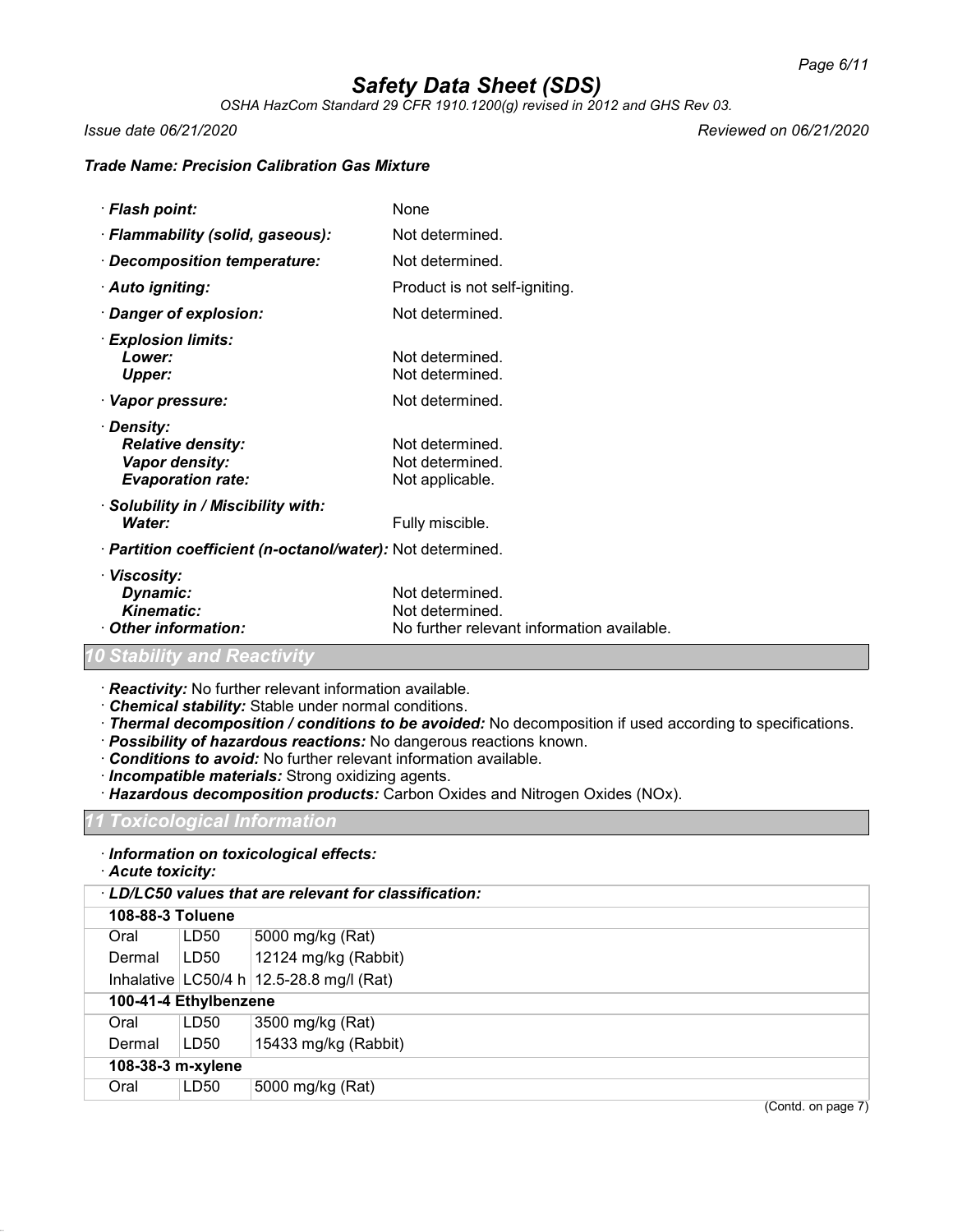## Trade Name: Precision Calibration Gas Mixture

| | |
|---|---|
| · **Flash point:** | None |
| · **Flammability (solid, gaseous):** | Not determined. |
| · **Decomposition temperature:** | Not determined. |
| · **Auto igniting:** | Product is not self-igniting. |
| · **Danger of explosion:** | Not determined. |
| · **Explosion limits:** | |
| **Lower:** | Not determined. |
| **Upper:** | Not determined. |
| · **Vapor pressure:** | Not determined. |
| · **Density:** | |
| **Relative density:** | Not determined. |
| **Vapor density:** | Not determined. |
| **Evaporation rate:** | Not applicable. |
| · **Solubility in / Miscibility with:** | |
| **Water:** | Fully miscible. |
| · **Partition coefficient (n-octanol/water):** | Not determined. |
| · **Viscosity:** | |
| **Dynamic:** | Not determined. |
| **Kinematic:** | Not determined. |
| · **Other information:** | No further relevant information available. |

## 10 Stability and Reactivity

· **Reactivity:** No further relevant information available.
· **Chemical stability:** Stable under normal conditions.
· **Thermal decomposition / conditions to be avoided:** No decomposition if used according to specifications.
· **Possibility of hazardous reactions:** No dangerous reactions known.
· **Conditions to avoid:** No further relevant information available.
· **Incompatible materials:** Strong oxidizing agents.
· **Hazardous decomposition products:** Carbon Oxides and Nitrogen Oxides (NOx).

## 11 Toxicological Information

· **Information on toxicological effects:**
· **Acute toxicity:**

| · **LD/LC50 values that are relevant for classification:** | | |
|---|---|---|
| **108-88-3 Toluene** | | |
| Oral | LD50 | 5000 mg/kg (Rat) |
| Dermal | LD50 | 12124 mg/kg (Rabbit) |
| Inhalative | LC50/4 h | 12.5-28.8 mg/l (Rat) |
| **100-41-4 Ethylbenzene** | | |
| Oral | LD50 | 3500 mg/kg (Rat) |
| Dermal | LD50 | 15433 mg/kg (Rabbit) |
| **108-38-3 m-xylene** | | |
| Oral | LD50 | 5000 mg/kg (Rat) |

(Contd. on page 7)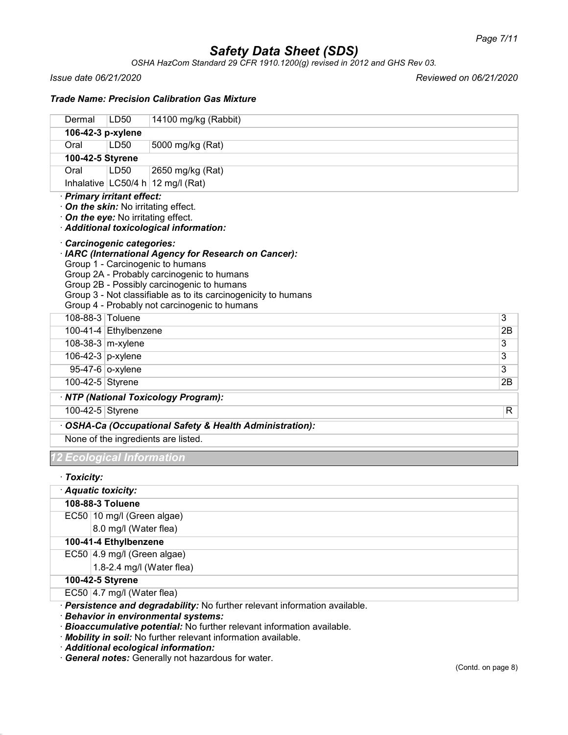## Trade Name: Precision Calibration Gas Mixture

| | | |
|---|---|---|
| Dermal | LD50 | 14100 mg/kg (Rabbit) |
| **106-42-3 p-xylene** | | |
| Oral | LD50 | 5000 mg/kg (Rat) |
| **100-42-5 Styrene** | | |
| Oral | LD50 | 2650 mg/kg (Rat) |
| Inhalative | LC50/4 h | 12 mg/l (Rat) |

· ***Primary irritant effect:***
· ***On the skin:*** No irritating effect.
· ***On the eye:*** No irritating effect.
· ***Additional toxicological information:***

· ***Carcinogenic categories:***
· ***IARC (International Agency for Research on Cancer):***
Group 1 - Carcinogenic to humans
Group 2A - Probably carcinogenic to humans
Group 2B - Possibly carcinogenic to humans
Group 3 - Not classifiable as to its carcinogenicity to humans
Group 4 - Probably not carcinogenic to humans

| | | |
|---|---|---|
| 108-88-3 | Toluene | 3 |
| 100-41-4 | Ethylbenzene | 2B |
| 108-38-3 | m-xylene | 3 |
| 106-42-3 | p-xylene | 3 |
| 95-47-6 | o-xylene | 3 |
| 100-42-5 | Styrene | 2B |

· ***NTP (National Toxicology Program):***

| | | |
|---|---|---|
| 100-42-5 | Styrene | R |

· ***OSHA-Ca (Occupational Safety & Health Administration):***

None of the ingredients are listed.

## 12 Ecological Information

· ***Toxicity:***

| | |
|---|---|
| · ***Aquatic toxicity:*** | |
| **108-88-3 Toluene** | |
| EC50 | 10 mg/l (Green algae) |
| | 8.0 mg/l (Water flea) |
| **100-41-4 Ethylbenzene** | |
| EC50 | 4.9 mg/l (Green algae) |
| | 1.8-2.4 mg/l (Water flea) |
| **100-42-5 Styrene** | |
| EC50 | 4.7 mg/l (Water flea) |

· ***Persistence and degradability:*** No further relevant information available.
· ***Behavior in environmental systems:***
· ***Bioaccumulative potential:*** No further relevant information available.
· ***Mobility in soil:*** No further relevant information available.
· ***Additional ecological information:***
· ***General notes:*** Generally not hazardous for water.

(Contd. on page 8)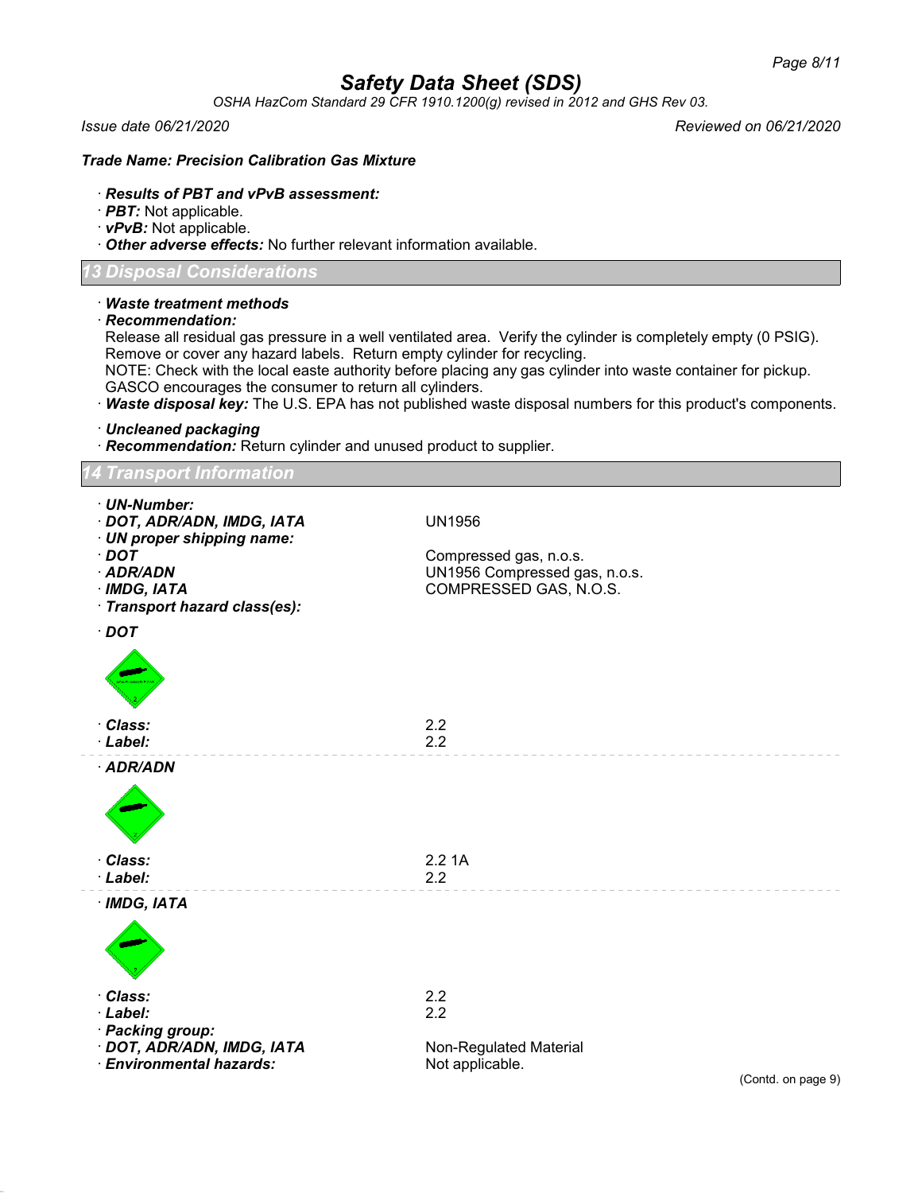# Safety Data Sheet (SDS)

*OSHA HazCom Standard 29 CFR 1910.1200(g) revised in 2012 and GHS Rev 03.*

*Issue date 06/21/2020* *Reviewed on 06/21/2020*

***Trade Name: Precision Calibration Gas Mixture***

· ***Results of PBT and vPvB assessment:***
· ***PBT:*** Not applicable.
· ***vPvB:*** Not applicable.
· ***Other adverse effects:*** No further relevant information available.

## 13 Disposal Considerations

· ***Waste treatment methods***
· ***Recommendation:***
Release all residual gas pressure in a well ventilated area. Verify the cylinder is completely empty (0 PSIG). Remove or cover any hazard labels. Return empty cylinder for recycling.
NOTE: Check with the local easte authority before placing any gas cylinder into waste container for pickup. GASCO encourages the consumer to return all cylinders.
· ***Waste disposal key:*** The U.S. EPA has not published waste disposal numbers for this product's components.

· ***Uncleaned packaging***
· ***Recommendation:*** Return cylinder and unused product to supplier.

## 14 Transport Information

· ***UN-Number:***
· ***DOT, ADR/ADN, IMDG, IATA*** UN1956
· ***UN proper shipping name:***
· ***DOT*** Compressed gas, n.o.s.
· ***ADR/ADN*** UN1956 Compressed gas, n.o.s.
· ***IMDG, IATA*** COMPRESSED GAS, N.O.S.
· ***Transport hazard class(es):***

· ***DOT***

· ***Class:*** 2.2
· ***Label:*** 2.2

· ***ADR/ADN***

· ***Class:*** 2.2 1A
· ***Label:*** 2.2

· ***IMDG, IATA***

· ***Class:*** 2.2
· ***Label:*** 2.2
· ***Packing group:***
· ***DOT, ADR/ADN, IMDG, IATA*** Non-Regulated Material
· ***Environmental hazards:*** Not applicable.

(Contd. on page 9)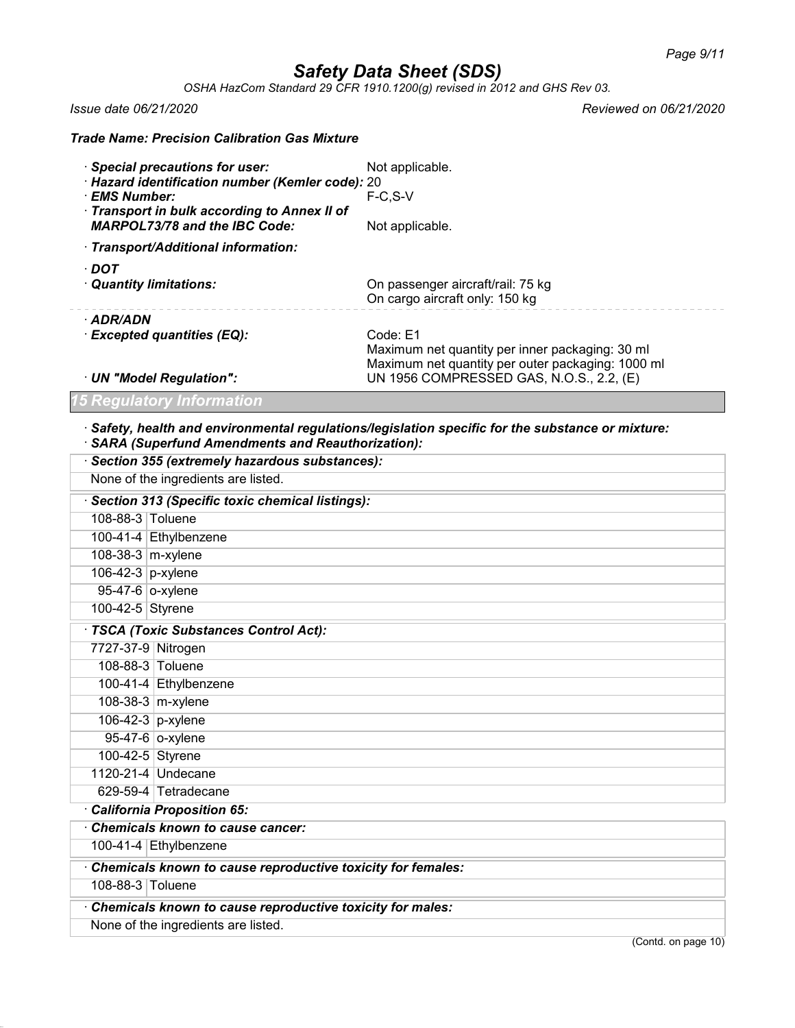# Safety Data Sheet (SDS)

*OSHA HazCom Standard 29 CFR 1910.1200(g) revised in 2012 and GHS Rev 03.*

*Issue date 06/21/2020* *Reviewed on 06/21/2020*

***Trade Name: Precision Calibration Gas Mixture***

· **Special precautions for user:** Not applicable.
· **Hazard identification number (Kemler code):** 20
· **EMS Number:** F-C,S-V
· **Transport in bulk according to Annex II of MARPOL73/78 and the IBC Code:** Not applicable.

· **Transport/Additional information:**

· **DOT**
· **Quantity limitations:** On passenger aircraft/rail: 75 kg
On cargo aircraft only: 150 kg

· **ADR/ADN**
· **Excepted quantities (EQ):** Code: E1
Maximum net quantity per inner packaging: 30 ml
Maximum net quantity per outer packaging: 1000 ml
· **UN "Model Regulation":** UN 1956 COMPRESSED GAS, N.O.S., 2.2, (E)

## 15 Regulatory Information

· **Safety, health and environmental regulations/legislation specific for the substance or mixture:**
· **SARA (Superfund Amendments and Reauthorization):**

· **Section 355 (extremely hazardous substances):**

None of the ingredients are listed.

· **Section 313 (Specific toxic chemical listings):**

| | |
|---|---|
| 108-88-3 | Toluene |
| 100-41-4 | Ethylbenzene |
| 108-38-3 | m-xylene |
| 106-42-3 | p-xylene |
| 95-47-6 | o-xylene |
| 100-42-5 | Styrene |

· **TSCA (Toxic Substances Control Act):**

| | |
|---|---|
| 7727-37-9 | Nitrogen |
| 108-88-3 | Toluene |
| 100-41-4 | Ethylbenzene |
| 108-38-3 | m-xylene |
| 106-42-3 | p-xylene |
| 95-47-6 | o-xylene |
| 100-42-5 | Styrene |
| 1120-21-4 | Undecane |
| 629-59-4 | Tetradecane |

· **California Proposition 65:**

· **Chemicals known to cause cancer:**

| | |
|---|---|
| 100-41-4 | Ethylbenzene |

· **Chemicals known to cause reproductive toxicity for females:**

| | |
|---|---|
| 108-88-3 | Toluene |

· **Chemicals known to cause reproductive toxicity for males:**

None of the ingredients are listed.

(Contd. on page 10)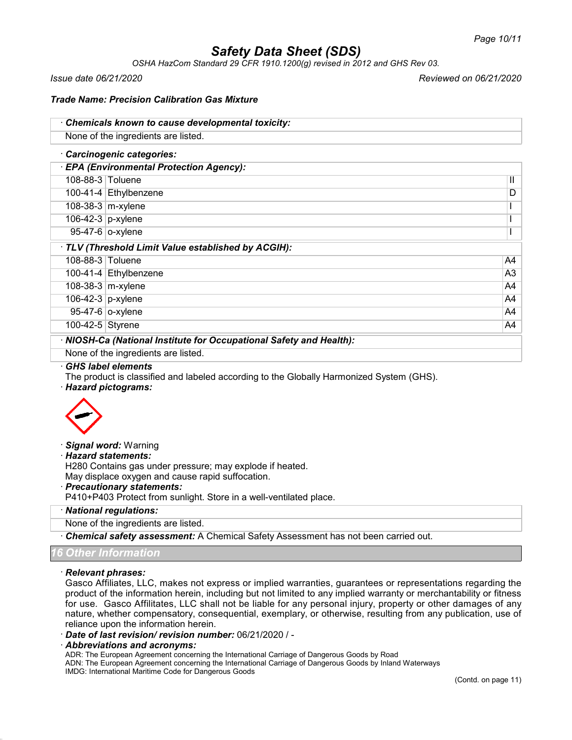# Safety Data Sheet (SDS)

*OSHA HazCom Standard 29 CFR 1910.1200(g) revised in 2012 and GHS Rev 03.*

*Issue date 06/21/2020* *Reviewed on 06/21/2020*

**Trade Name: Precision Calibration Gas Mixture**

· **Chemicals known to cause developmental toxicity:**

None of the ingredients are listed.

· **Carcinogenic categories:**

· **EPA (Environmental Protection Agency):**

| | | |
|---|---|---|
| 108-88-3 | Toluene | II |
| 100-41-4 | Ethylbenzene | D |
| 108-38-3 | m-xylene | I |
| 106-42-3 | p-xylene | I |
| 95-47-6 | o-xylene | I |

· **TLV (Threshold Limit Value established by ACGIH):**

| | | |
|---|---|---|
| 108-88-3 | Toluene | A4 |
| 100-41-4 | Ethylbenzene | A3 |
| 108-38-3 | m-xylene | A4 |
| 106-42-3 | p-xylene | A4 |
| 95-47-6 | o-xylene | A4 |
| 100-42-5 | Styrene | A4 |

· **NIOSH-Ca (National Institute for Occupational Safety and Health):**

None of the ingredients are listed.

· **GHS label elements**

The product is classified and labeled according to the Globally Harmonized System (GHS).

· **Hazard pictograms:**

· **Signal word:** Warning

· **Hazard statements:**

H280 Contains gas under pressure; may explode if heated.
May displace oxygen and cause rapid suffocation.

· **Precautionary statements:**

P410+P403 Protect from sunlight. Store in a well-ventilated place.

· **National regulations:**

None of the ingredients are listed.

· **Chemical safety assessment:** A Chemical Safety Assessment has not been carried out.

## 16 Other Information

· **Relevant phrases:**

Gasco Affiliates, LLC, makes not express or implied warranties, guarantees or representations regarding the product of the information herein, including but not limited to any implied warranty or merchantability or fitness for use. Gasco Affilitates, LLC shall not be liable for any personal injury, property or other damages of any nature, whether compensatory, consequential, exemplary, or otherwise, resulting from any publication, use of reliance upon the information herein.

· **Date of last revision/ revision number:** 06/21/2020 / -

· **Abbreviations and acronyms:**

ADR: The European Agreement concerning the International Carriage of Dangerous Goods by Road
ADN: The European Agreement concerning the International Carriage of Dangerous Goods by Inland Waterways
IMDG: International Maritime Code for Dangerous Goods

(Contd. on page 11)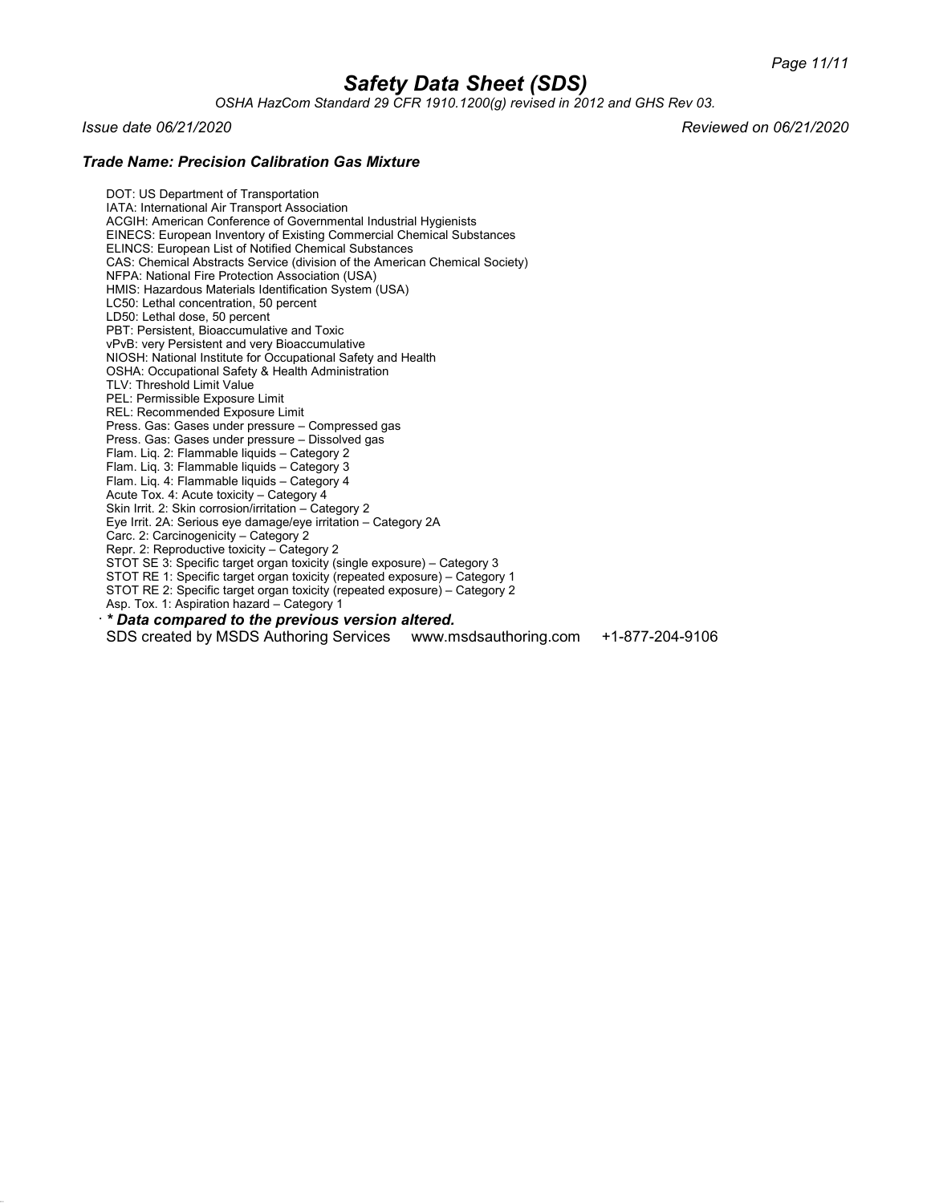***Trade Name: Precision Calibration Gas Mixture***

DOT: US Department of Transportation
IATA: International Air Transport Association
ACGIH: American Conference of Governmental Industrial Hygienists
EINECS: European Inventory of Existing Commercial Chemical Substances
ELINCS: European List of Notified Chemical Substances
CAS: Chemical Abstracts Service (division of the American Chemical Society)
NFPA: National Fire Protection Association (USA)
HMIS: Hazardous Materials Identification System (USA)
LC50: Lethal concentration, 50 percent
LD50: Lethal dose, 50 percent
PBT: Persistent, Bioaccumulative and Toxic
vPvB: very Persistent and very Bioaccumulative
NIOSH: National Institute for Occupational Safety and Health
OSHA: Occupational Safety & Health Administration
TLV: Threshold Limit Value
PEL: Permissible Exposure Limit
REL: Recommended Exposure Limit
Press. Gas: Gases under pressure – Compressed gas
Press. Gas: Gases under pressure – Dissolved gas
Flam. Liq. 2: Flammable liquids – Category 2
Flam. Liq. 3: Flammable liquids – Category 3
Flam. Liq. 4: Flammable liquids – Category 4
Acute Tox. 4: Acute toxicity – Category 4
Skin Irrit. 2: Skin corrosion/irritation – Category 2
Eye Irrit. 2A: Serious eye damage/eye irritation – Category 2A
Carc. 2: Carcinogenicity – Category 2
Repr. 2: Reproductive toxicity – Category 2
STOT SE 3: Specific target organ toxicity (single exposure) – Category 3
STOT RE 1: Specific target organ toxicity (repeated exposure) – Category 1
STOT RE 2: Specific target organ toxicity (repeated exposure) – Category 2
Asp. Tox. 1: Aspiration hazard – Category 1

· ***\* Data compared to the previous version altered.***

SDS created by MSDS Authoring Services www.msdsauthoring.com +1-877-204-9106